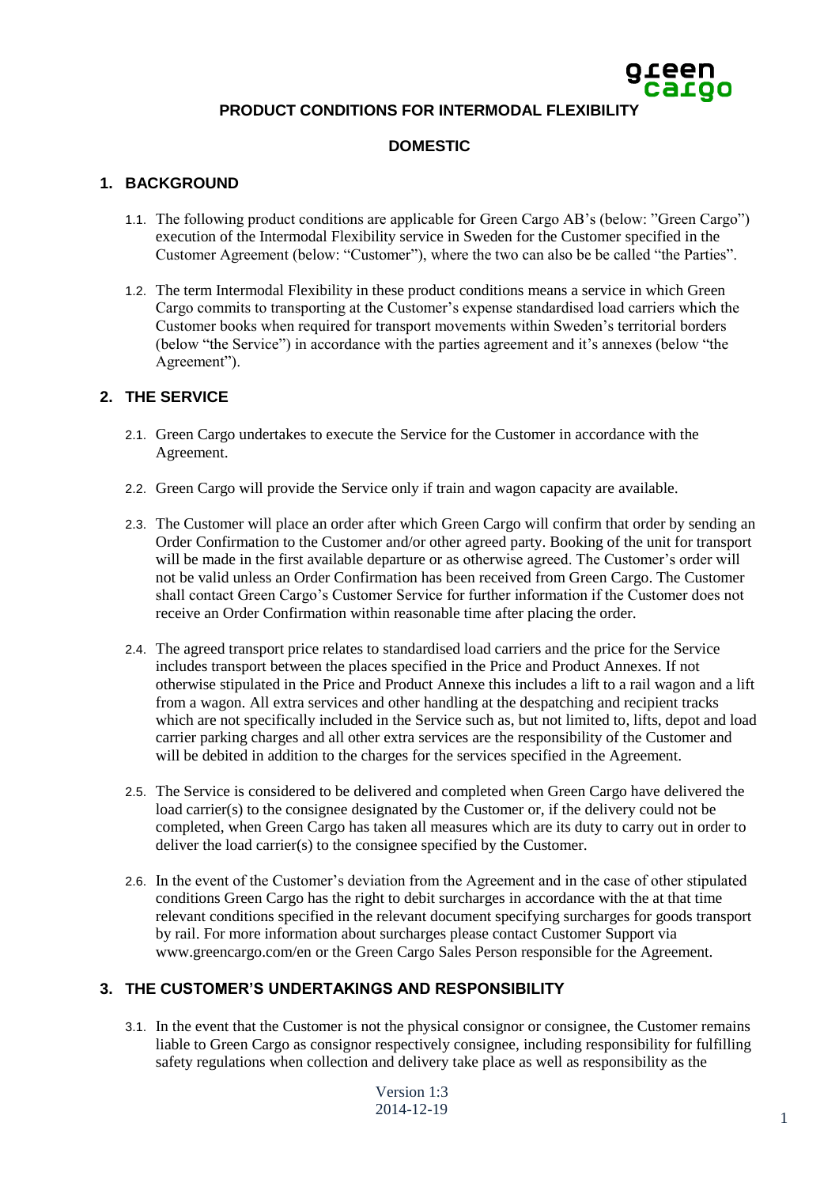# PRODUCT CONDITIONS FOR INTERMODAL FLEXIBILITY

## DOMESTIC

## 1. BACKGROUND

1.1. The following product conditions are applicable for Green Cargo AB's (below: "Green Cargo") execution of the Intermodal Flexibility service in Sweden for the Customer specified in the Customer Agreement (below: "Customer"), where the two can also be be called "the Parties".

1.2. The term Intermodal Flexibility in these product conditions means a service in which Green Cargo commits to transporting at the Customer's expense standardised load carriers which the Customer books when required for transport movements within Sweden's territorial borders (below "the Service") in accordance with the parties agreement and it's annexes (below "the Agreement").

## 2. THE SERVICE

2.1. Green Cargo undertakes to execute the Service for the Customer in accordance with the Agreement.

2.2. Green Cargo will provide the Service only if train and wagon capacity are available.

2.3. The Customer will place an order after which Green Cargo will confirm that order by sending an Order Confirmation to the Customer and/or other agreed party. Booking of the unit for transport will be made in the first available departure or as otherwise agreed. The Customer's order will not be valid unless an Order Confirmation has been received from Green Cargo. The Customer shall contact Green Cargo's Customer Service for further information if the Customer does not receive an Order Confirmation within reasonable time after placing the order.

2.4. The agreed transport price relates to standardised load carriers and the price for the Service includes transport between the places specified in the Price and Product Annexes. If not otherwise stipulated in the Price and Product Annexe this includes a lift to a rail wagon and a lift from a wagon. All extra services and other handling at the despatching and recipient tracks which are not specifically included in the Service such as, but not limited to, lifts, depot and load carrier parking charges and all other extra services are the responsibility of the Customer and will be debited in addition to the charges for the services specified in the Agreement.

2.5. The Service is considered to be delivered and completed when Green Cargo have delivered the load carrier(s) to the consignee designated by the Customer or, if the delivery could not be completed, when Green Cargo has taken all measures which are its duty to carry out in order to deliver the load carrier(s) to the consignee specified by the Customer.

2.6. In the event of the Customer's deviation from the Agreement and in the case of other stipulated conditions Green Cargo has the right to debit surcharges in accordance with the at that time relevant conditions specified in the relevant document specifying surcharges for goods transport by rail. For more information about surcharges please contact Customer Support via www.greencargo.com/en or the Green Cargo Sales Person responsible for the Agreement.

## 3. THE CUSTOMER'S UNDERTAKINGS AND RESPONSIBILITY

3.1. In the event that the Customer is not the physical consignor or consignee, the Customer remains liable to Green Cargo as consignor respectively consignee, including responsibility for fulfilling safety regulations when collection and delivery take place as well as responsibility as the

Version 1:3
2014-12-19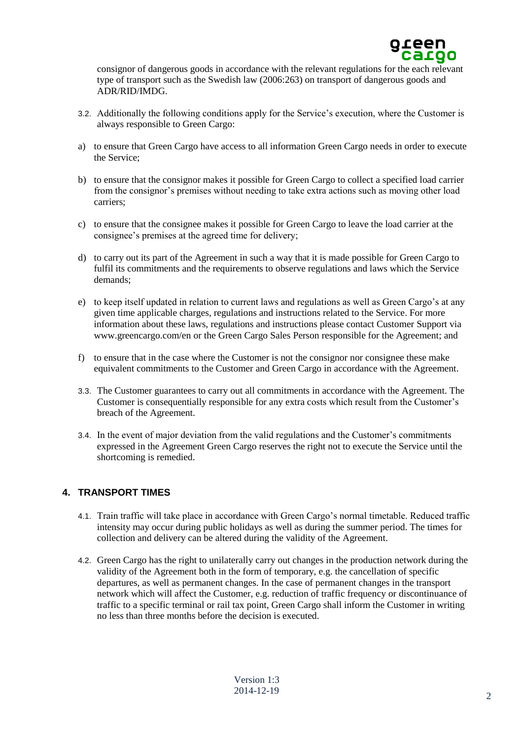consignor of dangerous goods in accordance with the relevant regulations for the each relevant type of transport such as the Swedish law (2006:263) on transport of dangerous goods and ADR/RID/IMDG.

3.2. Additionally the following conditions apply for the Service's execution, where the Customer is always responsible to Green Cargo:

a) to ensure that Green Cargo have access to all information Green Cargo needs in order to execute the Service;

b) to ensure that the consignor makes it possible for Green Cargo to collect a specified load carrier from the consignor's premises without needing to take extra actions such as moving other load carriers;

c) to ensure that the consignee makes it possible for Green Cargo to leave the load carrier at the consignee's premises at the agreed time for delivery;

d) to carry out its part of the Agreement in such a way that it is made possible for Green Cargo to fulfil its commitments and the requirements to observe regulations and laws which the Service demands;

e) to keep itself updated in relation to current laws and regulations as well as Green Cargo's at any given time applicable charges, regulations and instructions related to the Service. For more information about these laws, regulations and instructions please contact Customer Support via www.greencargo.com/en or the Green Cargo Sales Person responsible for the Agreement; and

f) to ensure that in the case where the Customer is not the consignor nor consignee these make equivalent commitments to the Customer and Green Cargo in accordance with the Agreement.

3.3. The Customer guarantees to carry out all commitments in accordance with the Agreement. The Customer is consequentially responsible for any extra costs which result from the Customer's breach of the Agreement.

3.4. In the event of major deviation from the valid regulations and the Customer's commitments expressed in the Agreement Green Cargo reserves the right not to execute the Service until the shortcoming is remedied.

## 4. TRANSPORT TIMES

4.1. Train traffic will take place in accordance with Green Cargo's normal timetable. Reduced traffic intensity may occur during public holidays as well as during the summer period. The times for collection and delivery can be altered during the validity of the Agreement.

4.2. Green Cargo has the right to unilaterally carry out changes in the production network during the validity of the Agreement both in the form of temporary, e.g. the cancellation of specific departures, as well as permanent changes. In the case of permanent changes in the transport network which will affect the Customer, e.g. reduction of traffic frequency or discontinuance of traffic to a specific terminal or rail tax point, Green Cargo shall inform the Customer in writing no less than three months before the decision is executed.

Version 1:3
2014-12-19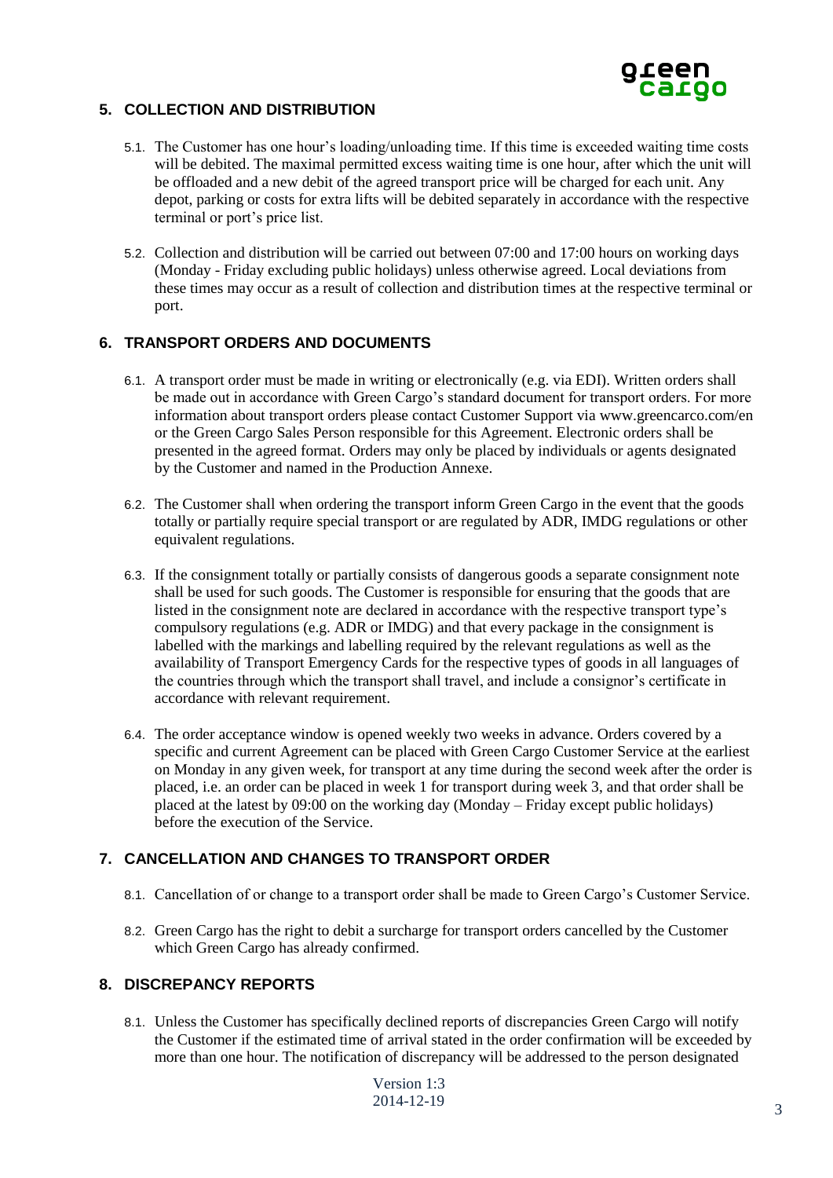## 5. COLLECTION AND DISTRIBUTION

5.1. The Customer has one hour's loading/unloading time. If this time is exceeded waiting time costs will be debited. The maximal permitted excess waiting time is one hour, after which the unit will be offloaded and a new debit of the agreed transport price will be charged for each unit. Any depot, parking or costs for extra lifts will be debited separately in accordance with the respective terminal or port's price list.

5.2. Collection and distribution will be carried out between 07:00 and 17:00 hours on working days (Monday - Friday excluding public holidays) unless otherwise agreed. Local deviations from these times may occur as a result of collection and distribution times at the respective terminal or port.

## 6. TRANSPORT ORDERS AND DOCUMENTS

6.1. A transport order must be made in writing or electronically (e.g. via EDI). Written orders shall be made out in accordance with Green Cargo's standard document for transport orders. For more information about transport orders please contact Customer Support via www.greencarco.com/en or the Green Cargo Sales Person responsible for this Agreement. Electronic orders shall be presented in the agreed format. Orders may only be placed by individuals or agents designated by the Customer and named in the Production Annexe.

6.2. The Customer shall when ordering the transport inform Green Cargo in the event that the goods totally or partially require special transport or are regulated by ADR, IMDG regulations or other equivalent regulations.

6.3. If the consignment totally or partially consists of dangerous goods a separate consignment note shall be used for such goods. The Customer is responsible for ensuring that the goods that are listed in the consignment note are declared in accordance with the respective transport type's compulsory regulations (e.g. ADR or IMDG) and that every package in the consignment is labelled with the markings and labelling required by the relevant regulations as well as the availability of Transport Emergency Cards for the respective types of goods in all languages of the countries through which the transport shall travel, and include a consignor's certificate in accordance with relevant requirement.

6.4. The order acceptance window is opened weekly two weeks in advance. Orders covered by a specific and current Agreement can be placed with Green Cargo Customer Service at the earliest on Monday in any given week, for transport at any time during the second week after the order is placed, i.e. an order can be placed in week 1 for transport during week 3, and that order shall be placed at the latest by 09:00 on the working day (Monday – Friday except public holidays) before the execution of the Service.

## 7. CANCELLATION AND CHANGES TO TRANSPORT ORDER

8.1. Cancellation of or change to a transport order shall be made to Green Cargo's Customer Service.

8.2. Green Cargo has the right to debit a surcharge for transport orders cancelled by the Customer which Green Cargo has already confirmed.

## 8. DISCREPANCY REPORTS

8.1. Unless the Customer has specifically declined reports of discrepancies Green Cargo will notify the Customer if the estimated time of arrival stated in the order confirmation will be exceeded by more than one hour. The notification of discrepancy will be addressed to the person designated

Version 1:3
2014-12-19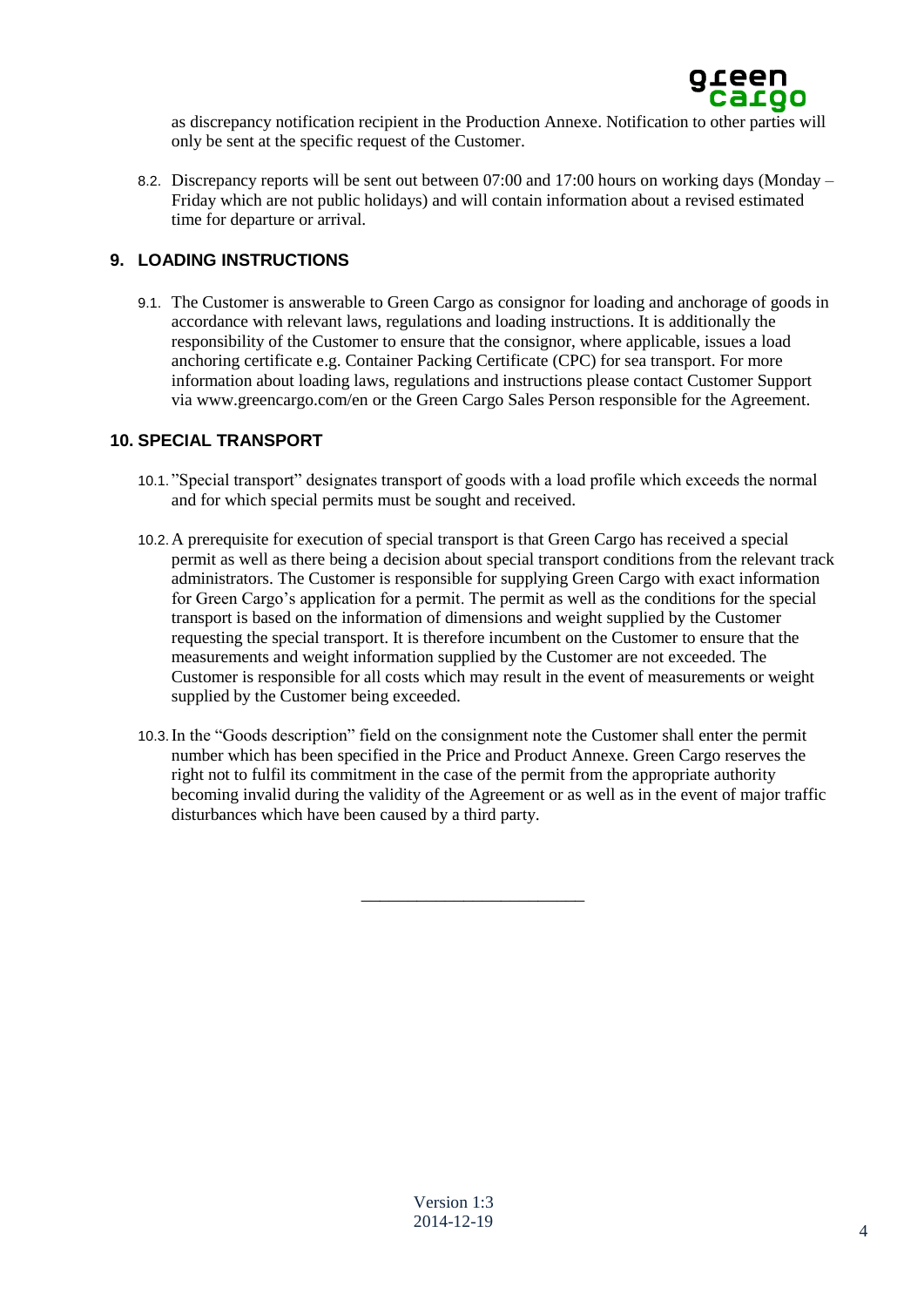as discrepancy notification recipient in the Production Annexe. Notification to other parties will only be sent at the specific request of the Customer.

8.2. Discrepancy reports will be sent out between 07:00 and 17:00 hours on working days (Monday – Friday which are not public holidays) and will contain information about a revised estimated time for departure or arrival.

## 9. LOADING INSTRUCTIONS

9.1. The Customer is answerable to Green Cargo as consignor for loading and anchorage of goods in accordance with relevant laws, regulations and loading instructions. It is additionally the responsibility of the Customer to ensure that the consignor, where applicable, issues a load anchoring certificate e.g. Container Packing Certificate (CPC) for sea transport. For more information about loading laws, regulations and instructions please contact Customer Support via www.greencargo.com/en or the Green Cargo Sales Person responsible for the Agreement.

## 10. SPECIAL TRANSPORT

10.1. ”Special transport” designates transport of goods with a load profile which exceeds the normal and for which special permits must be sought and received.

10.2. A prerequisite for execution of special transport is that Green Cargo has received a special permit as well as there being a decision about special transport conditions from the relevant track administrators. The Customer is responsible for supplying Green Cargo with exact information for Green Cargo’s application for a permit. The permit as well as the conditions for the special transport is based on the information of dimensions and weight supplied by the Customer requesting the special transport. It is therefore incumbent on the Customer to ensure that the measurements and weight information supplied by the Customer are not exceeded. The Customer is responsible for all costs which may result in the event of measurements or weight supplied by the Customer being exceeded.

10.3. In the “Goods description” field on the consignment note the Customer shall enter the permit number which has been specified in the Price and Product Annexe. Green Cargo reserves the right not to fulfil its commitment in the case of the permit from the appropriate authority becoming invalid during the validity of the Agreement or as well as in the event of major traffic disturbances which have been caused by a third party.

---